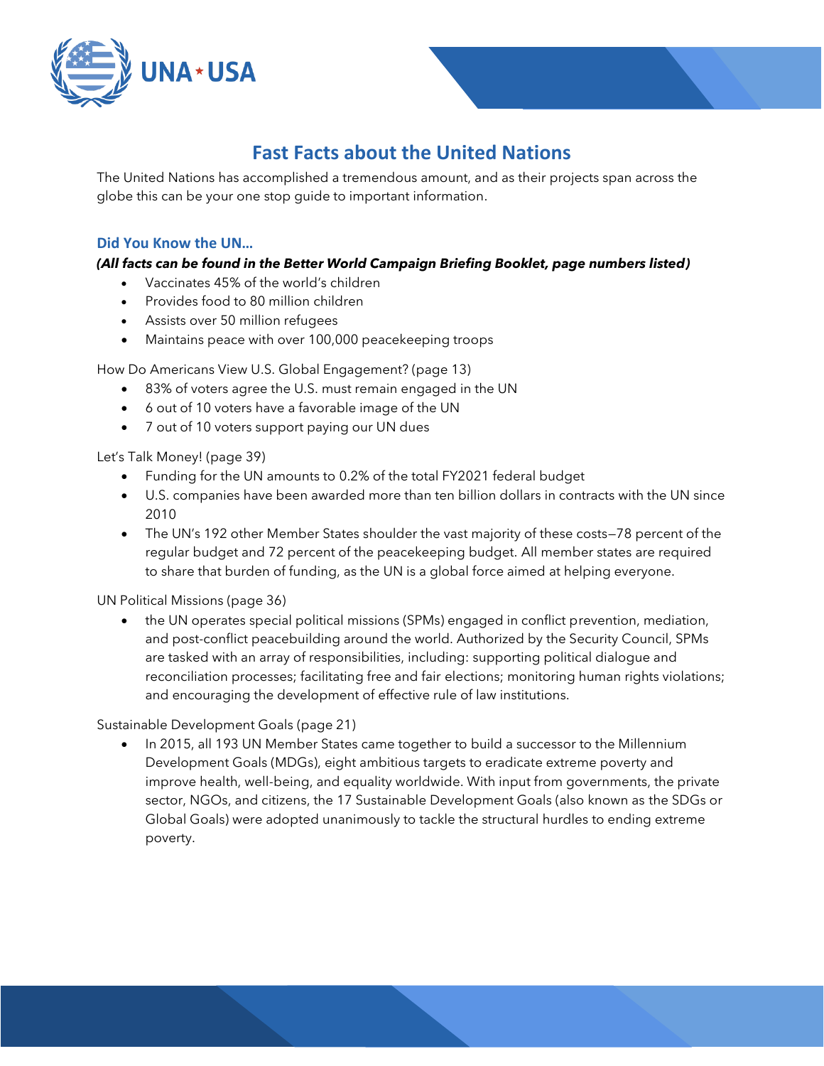UNA★USA

# Fast Facts about the United Nations

The United Nations has accomplished a tremendous amount, and as their projects span across the globe this can be your one stop guide to important information.

### Did You Know the UN…

***(All facts can be found in the Better World Campaign Briefing Booklet, page numbers listed)***

- Vaccinates 45% of the world's children
- Provides food to 80 million children
- Assists over 50 million refugees
- Maintains peace with over 100,000 peacekeeping troops

How Do Americans View U.S. Global Engagement? (page 13)

- 83% of voters agree the U.S. must remain engaged in the UN
- 6 out of 10 voters have a favorable image of the UN
- 7 out of 10 voters support paying our UN dues

Let's Talk Money! (page 39)

- Funding for the UN amounts to 0.2% of the total FY2021 federal budget
- U.S. companies have been awarded more than ten billion dollars in contracts with the UN since 2010
- The UN's 192 other Member States shoulder the vast majority of these costs—78 percent of the regular budget and 72 percent of the peacekeeping budget. All member states are required to share that burden of funding, as the UN is a global force aimed at helping everyone.

UN Political Missions (page 36)

- the UN operates special political missions (SPMs) engaged in conflict prevention, mediation, and post-conflict peacebuilding around the world. Authorized by the Security Council, SPMs are tasked with an array of responsibilities, including: supporting political dialogue and reconciliation processes; facilitating free and fair elections; monitoring human rights violations; and encouraging the development of effective rule of law institutions.

Sustainable Development Goals (page 21)

- In 2015, all 193 UN Member States came together to build a successor to the Millennium Development Goals (MDGs), eight ambitious targets to eradicate extreme poverty and improve health, well-being, and equality worldwide. With input from governments, the private sector, NGOs, and citizens, the 17 Sustainable Development Goals (also known as the SDGs or Global Goals) were adopted unanimously to tackle the structural hurdles to ending extreme poverty.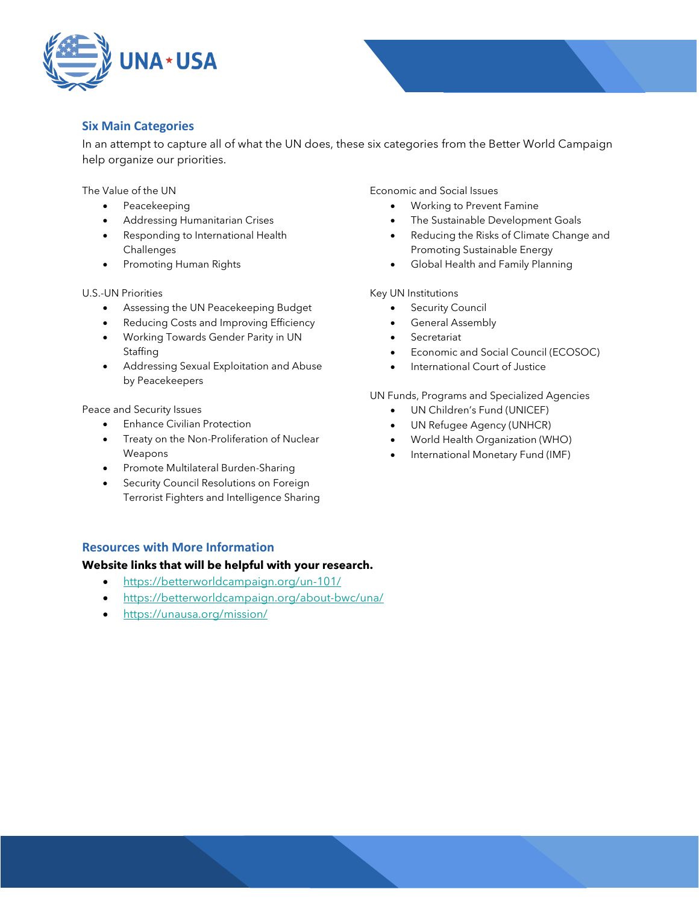## Six Main Categories

In an attempt to capture all of what the UN does, these six categories from the Better World Campaign help organize our priorities.

The Value of the UN

- Peacekeeping
- Addressing Humanitarian Crises
- Responding to International Health Challenges
- Promoting Human Rights

U.S.-UN Priorities

- Assessing the UN Peacekeeping Budget
- Reducing Costs and Improving Efficiency
- Working Towards Gender Parity in UN Staffing
- Addressing Sexual Exploitation and Abuse by Peacekeepers

Peace and Security Issues

- Enhance Civilian Protection
- Treaty on the Non-Proliferation of Nuclear Weapons
- Promote Multilateral Burden-Sharing
- Security Council Resolutions on Foreign Terrorist Fighters and Intelligence Sharing

Economic and Social Issues

- Working to Prevent Famine
- The Sustainable Development Goals
- Reducing the Risks of Climate Change and Promoting Sustainable Energy
- Global Health and Family Planning

Key UN Institutions

- Security Council
- General Assembly
- Secretariat
- Economic and Social Council (ECOSOC)
- International Court of Justice

UN Funds, Programs and Specialized Agencies

- UN Children's Fund (UNICEF)
- UN Refugee Agency (UNHCR)
- World Health Organization (WHO)
- International Monetary Fund (IMF)

## Resources with More Information

**Website links that will be helpful with your research.**

- https://betterworldcampaign.org/un-101/
- https://betterworldcampaign.org/about-bwc/una/
- https://unausa.org/mission/